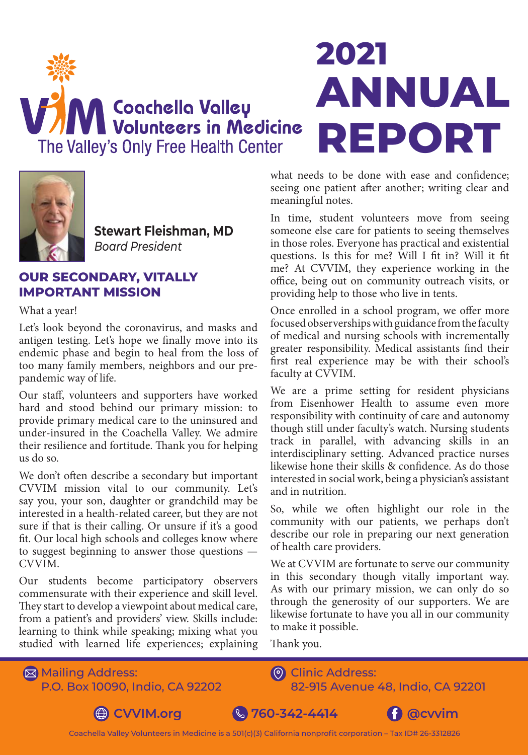# 2021 ANNUAL REPORT

Coachella Valley Volunteers in Medicine

The Valley's Only Free Health Center

**Stewart Fleishman, MD**
*Board President*

## OUR SECONDARY, VITALLY IMPORTANT MISSION

What a year!

Let's look beyond the coronavirus, and masks and antigen testing. Let's hope we finally move into its endemic phase and begin to heal from the loss of too many family members, neighbors and our pre-pandemic way of life.

Our staff, volunteers and supporters have worked hard and stood behind our primary mission: to provide primary medical care to the uninsured and under-insured in the Coachella Valley. We admire their resilience and fortitude. Thank you for helping us do so.

We don't often describe a secondary but important CVVIM mission vital to our community. Let's say you, your son, daughter or grandchild may be interested in a health-related career, but they are not sure if that is their calling. Or unsure if it's a good fit. Our local high schools and colleges know where to suggest beginning to answer those questions — CVVIM.

Our students become participatory observers commensurate with their experience and skill level. They start to develop a viewpoint about medical care, from a patient's and providers' view. Skills include: learning to think while speaking; mixing what you studied with learned life experiences; explaining what needs to be done with ease and confidence; seeing one patient after another; writing clear and meaningful notes.

In time, student volunteers move from seeing someone else care for patients to seeing themselves in those roles. Everyone has practical and existential questions. Is this for me? Will I fit in? Will it fit me? At CVVIM, they experience working in the office, being out on community outreach visits, or providing help to those who live in tents.

Once enrolled in a school program, we offer more focused observerships with guidance from the faculty of medical and nursing schools with incrementally greater responsibility. Medical assistants find their first real experience may be with their school's faculty at CVVIM.

We are a prime setting for resident physicians from Eisenhower Health to assume even more responsibility with continuity of care and autonomy though still under faculty's watch. Nursing students track in parallel, with advancing skills in an interdisciplinary setting. Advanced practice nurses likewise hone their skills & confidence. As do those interested in social work, being a physician's assistant and in nutrition.

So, while we often highlight our role in the community with our patients, we perhaps don't describe our role in preparing our next generation of health care providers.

We at CVVIM are fortunate to serve our community in this secondary though vitally important way. As with our primary mission, we can only do so through the generosity of our supporters. We are likewise fortunate to have you all in our community to make it possible.

Thank you.

Mailing Address:
P.O. Box 10090, Indio, CA 92202

Clinic Address:
82-915 Avenue 48, Indio, CA 92201

CVVIM.org | 760-342-4414 | @cvvim

Coachella Valley Volunteers in Medicine is a 501(c)(3) California nonprofit corporation – Tax ID# 26-3312826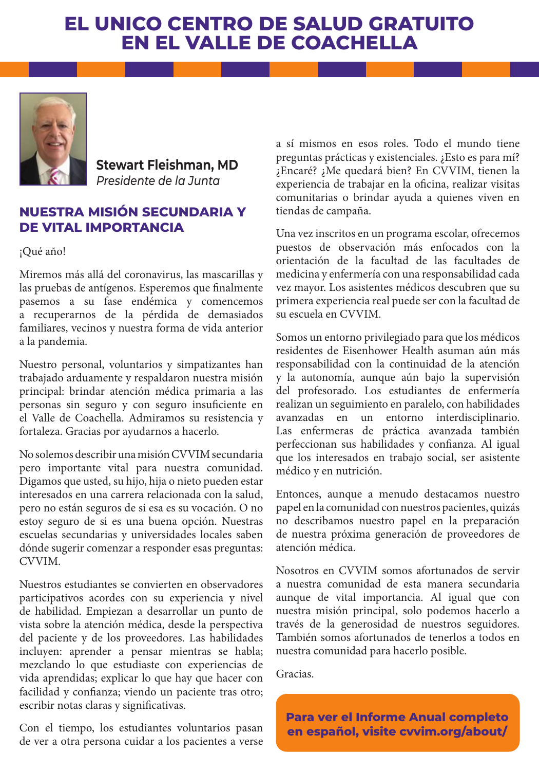# EL UNICO CENTRO DE SALUD GRATUITO EN EL VALLE DE COACHELLA

**Stewart Fleishman, MD**
*Presidente de la Junta*

## NUESTRA MISIÓN SECUNDARIA Y DE VITAL IMPORTANCIA

¡Qué año!

Miremos más allá del coronavirus, las mascarillas y las pruebas de antígenos. Esperemos que finalmente pasemos a su fase endémica y comencemos a recuperarnos de la pérdida de demasiados familiares, vecinos y nuestra forma de vida anterior a la pandemia.

Nuestro personal, voluntarios y simpatizantes han trabajado arduamente y respaldaron nuestra misión principal: brindar atención médica primaria a las personas sin seguro y con seguro insuficiente en el Valle de Coachella. Admiramos su resistencia y fortaleza. Gracias por ayudarnos a hacerlo.

No solemos describir una misión CVVIM secundaria pero importante vital para nuestra comunidad. Digamos que usted, su hijo, hija o nieto pueden estar interesados en una carrera relacionada con la salud, pero no están seguros de si esa es su vocación. O no estoy seguro de si es una buena opción. Nuestras escuelas secundarias y universidades locales saben dónde sugerir comenzar a responder esas preguntas: CVVIM.

Nuestros estudiantes se convierten en observadores participativos acordes con su experiencia y nivel de habilidad. Empiezan a desarrollar un punto de vista sobre la atención médica, desde la perspectiva del paciente y de los proveedores. Las habilidades incluyen: aprender a pensar mientras se habla; mezclando lo que estudiaste con experiencias de vida aprendidas; explicar lo que hay que hacer con facilidad y confianza; viendo un paciente tras otro; escribir notas claras y significativas.

Con el tiempo, los estudiantes voluntarios pasan de ver a otra persona cuidar a los pacientes a verse a sí mismos en esos roles. Todo el mundo tiene preguntas prácticas y existenciales. ¿Esto es para mí? ¿Encaré? ¿Me quedará bien? En CVVIM, tienen la experiencia de trabajar en la oficina, realizar visitas comunitarias o brindar ayuda a quienes viven en tiendas de campaña.

Una vez inscritos en un programa escolar, ofrecemos puestos de observación más enfocados con la orientación de la facultad de las facultades de medicina y enfermería con una responsabilidad cada vez mayor. Los asistentes médicos descubren que su primera experiencia real puede ser con la facultad de su escuela en CVVIM.

Somos un entorno privilegiado para que los médicos residentes de Eisenhower Health asuman aún más responsabilidad con la continuidad de la atención y la autonomía, aunque aún bajo la supervisión del profesorado. Los estudiantes de enfermería realizan un seguimiento en paralelo, con habilidades avanzadas en un entorno interdisciplinario. Las enfermeras de práctica avanzada también perfeccionan sus habilidades y confianza. Al igual que los interesados en trabajo social, ser asistente médico y en nutrición.

Entonces, aunque a menudo destacamos nuestro papel en la comunidad con nuestros pacientes, quizás no describamos nuestro papel en la preparación de nuestra próxima generación de proveedores de atención médica.

Nosotros en CVVIM somos afortunados de servir a nuestra comunidad de esta manera secundaria aunque de vital importancia. Al igual que con nuestra misión principal, solo podemos hacerlo a través de la generosidad de nuestros seguidores. También somos afortunados de tenerlos a todos en nuestra comunidad para hacerlo posible.

Gracias.

**Para ver el Informe Anual completo en español, visite cvvim.org/about/**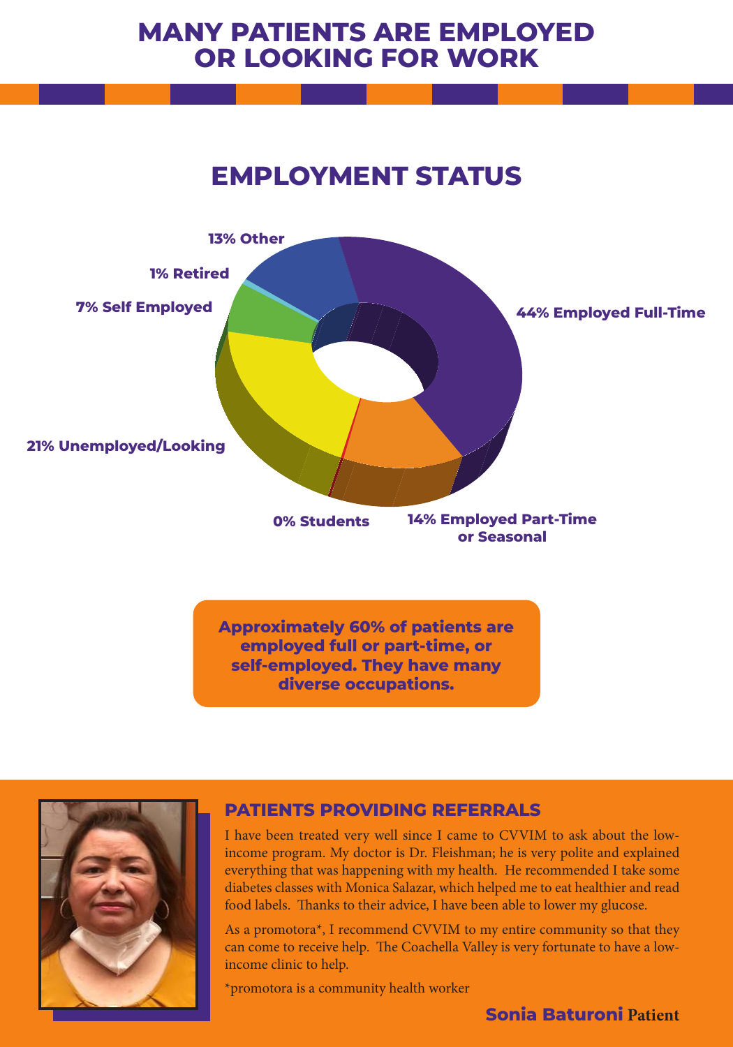# MANY PATIENTS ARE EMPLOYED OR LOOKING FOR WORK

## EMPLOYMENT STATUS

- 44% Employed Full-Time
- 14% Employed Part-Time or Seasonal
- 0% Students
- 21% Unemployed/Looking
- 7% Self Employed
- 1% Retired
- 13% Other

**Approximately 60% of patients are employed full or part-time, or self-employed. They have many diverse occupations.**

### PATIENTS PROVIDING REFERRALS

I have been treated very well since I came to CVVIM to ask about the low-income program. My doctor is Dr. Fleishman; he is very polite and explained everything that was happening with my health. He recommended I take some diabetes classes with Monica Salazar, which helped me to eat healthier and read food labels. Thanks to their advice, I have been able to lower my glucose.

As a promotora*, I recommend CVVIM to my entire community so that they can come to receive help. The Coachella Valley is very fortunate to have a low-income clinic to help.

*promotora is a community health worker

**Sonia Baturoni** Patient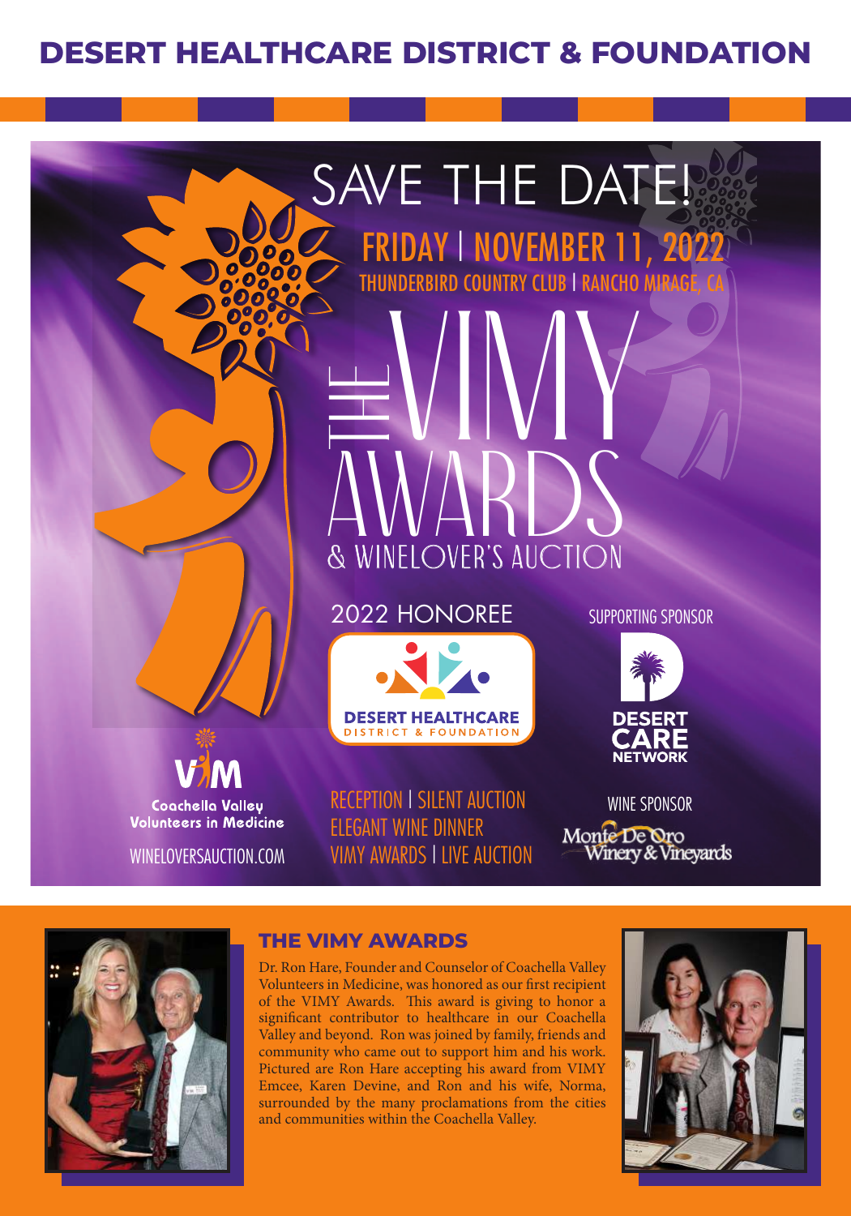# DESERT HEALTHCARE DISTRICT & FOUNDATION

# SAVE THE DATE!

**FRIDAY | NOVEMBER 11, 2022**

THUNDERBIRD COUNTRY CLUB | RANCHO MIRAGE, CA

## THE VIMY AWARDS

& WINELOVER'S AUCTION

2022 HONOREE

DESERT HEALTHCARE DISTRICT & FOUNDATION

SUPPORTING SPONSOR

DESERT CARE NETWORK

VIM Coachella Valley Volunteers in Medicine

WINELOVERSAUCTION.COM

RECEPTION | SILENT AUCTION
ELEGANT WINE DINNER
VIMY AWARDS | LIVE AUCTION

WINE SPONSOR

Monte De Oro Winery & Vineyards

## THE VIMY AWARDS

Dr. Ron Hare, Founder and Counselor of Coachella Valley Volunteers in Medicine, was honored as our first recipient of the VIMY Awards. This award is giving to honor a significant contributor to healthcare in our Coachella Valley and beyond. Ron was joined by family, friends and community who came out to support him and his work. Pictured are Ron Hare accepting his award from VIMY Emcee, Karen Devine, and Ron and his wife, Norma, surrounded by the many proclamations from the cities and communities within the Coachella Valley.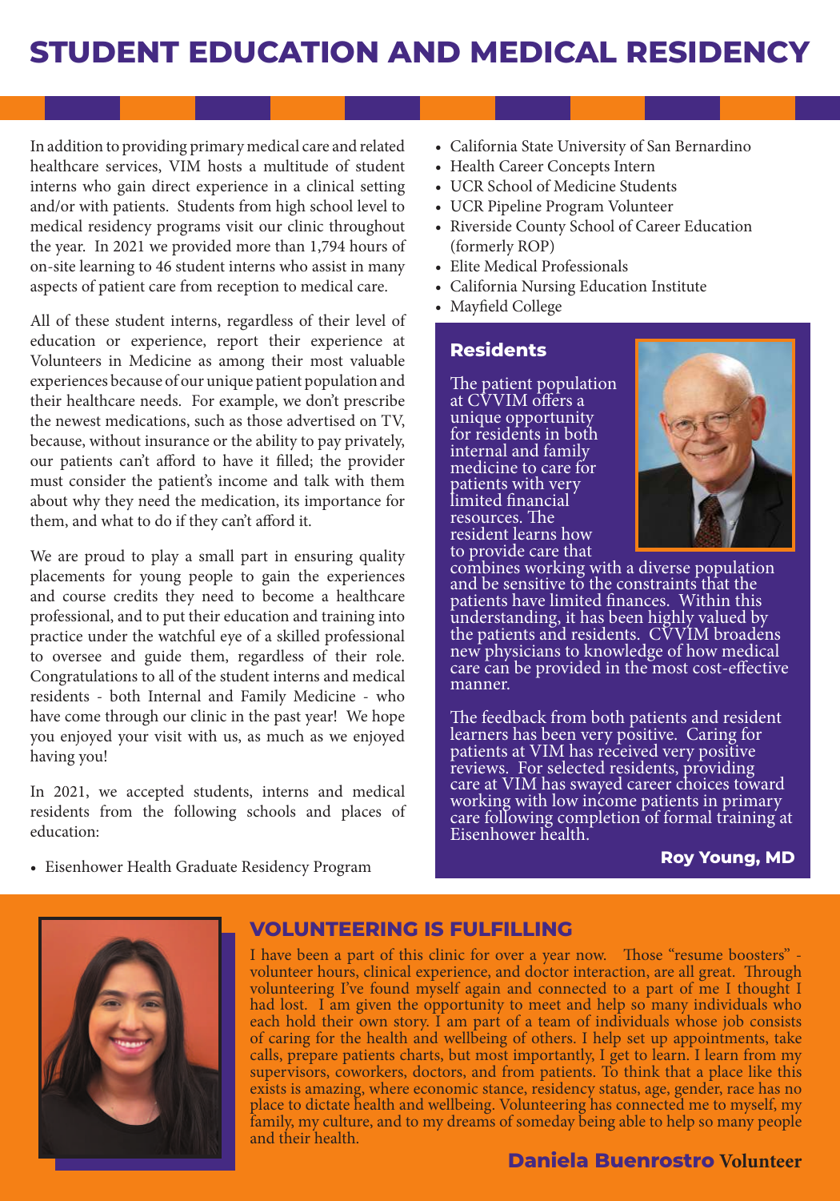# STUDENT EDUCATION AND MEDICAL RESIDENCY

In addition to providing primary medical care and related healthcare services, VIM hosts a multitude of student interns who gain direct experience in a clinical setting and/or with patients. Students from high school level to medical residency programs visit our clinic throughout the year. In 2021 we provided more than 1,794 hours of on-site learning to 46 student interns who assist in many aspects of patient care from reception to medical care.

All of these student interns, regardless of their level of education or experience, report their experience at Volunteers in Medicine as among their most valuable experiences because of our unique patient population and their healthcare needs. For example, we don't prescribe the newest medications, such as those advertised on TV, because, without insurance or the ability to pay privately, our patients can't afford to have it filled; the provider must consider the patient's income and talk with them about why they need the medication, its importance for them, and what to do if they can't afford it.

We are proud to play a small part in ensuring quality placements for young people to gain the experiences and course credits they need to become a healthcare professional, and to put their education and training into practice under the watchful eye of a skilled professional to oversee and guide them, regardless of their role. Congratulations to all of the student interns and medical residents - both Internal and Family Medicine - who have come through our clinic in the past year! We hope you enjoyed your visit with us, as much as we enjoyed having you!

In 2021, we accepted students, interns and medical residents from the following schools and places of education:

- Eisenhower Health Graduate Residency Program
- California State University of San Bernardino
- Health Career Concepts Intern
- UCR School of Medicine Students
- UCR Pipeline Program Volunteer
- Riverside County School of Career Education (formerly ROP)
- Elite Medical Professionals
- California Nursing Education Institute
- Mayfield College

## Residents

The patient population at CVVIM offers a unique opportunity for residents in both internal and family medicine to care for patients with very limited financial resources. The resident learns how to provide care that combines working with a diverse population and be sensitive to the constraints that the patients have limited finances. Within this understanding, it has been highly valued by the patients and residents. CVVIM broadens new physicians to knowledge of how medical care can be provided in the most cost-effective manner.

The feedback from both patients and resident learners has been very positive. Caring for patients at VIM has received very positive reviews. For selected residents, providing care at VIM has swayed career choices toward working with low income patients in primary care following completion of formal training at Eisenhower health.

**Roy Young, MD**

## VOLUNTEERING IS FULFILLING

I have been a part of this clinic for over a year now. Those "resume boosters" - volunteer hours, clinical experience, and doctor interaction, are all great. Through volunteering I've found myself again and connected to a part of me I thought I had lost. I am given the opportunity to meet and help so many individuals who each hold their own story. I am part of a team of individuals whose job consists of caring for the health and wellbeing of others. I help set up appointments, take calls, prepare patients charts, but most importantly, I get to learn. I learn from my supervisors, coworkers, doctors, and from patients. To think that a place like this exists is amazing, where economic stance, residency status, age, gender, race has no place to dictate health and wellbeing. Volunteering has connected me to myself, my family, my culture, and to my dreams of someday being able to help so many people and their health.

**Daniela Buenrostro** Volunteer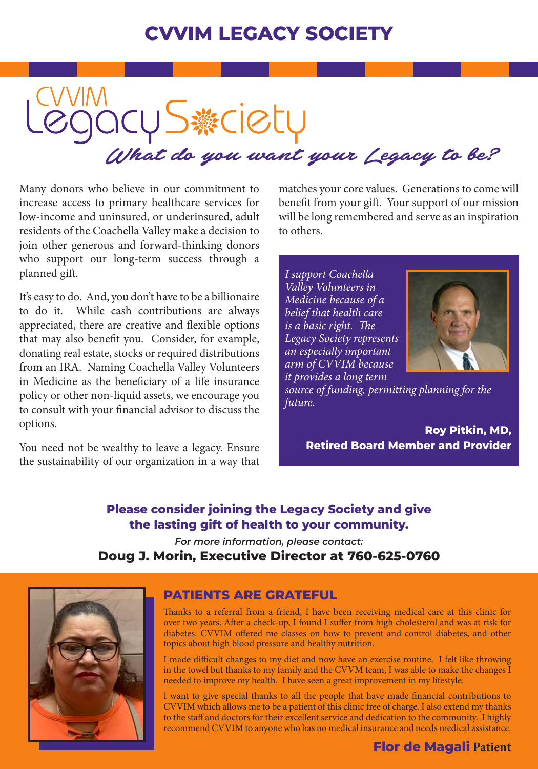# CVVIM LEGACY SOCIETY

## CVVIM Legacy Society

*What do you want your Legacy to be?*

Many donors who believe in our commitment to increase access to primary healthcare services for low-income and uninsured, or underinsured, adult residents of the Coachella Valley make a decision to join other generous and forward-thinking donors who support our long-term success through a planned gift.

It's easy to do. And, you don't have to be a billionaire to do it. While cash contributions are always appreciated, there are creative and flexible options that may also benefit you. Consider, for example, donating real estate, stocks or required distributions from an IRA. Naming Coachella Valley Volunteers in Medicine as the beneficiary of a life insurance policy or other non-liquid assets, we encourage you to consult with your financial advisor to discuss the options.

You need not be wealthy to leave a legacy. Ensure the sustainability of our organization in a way that matches your core values. Generations to come will benefit from your gift. Your support of our mission will be long remembered and serve as an inspiration to others.

*I support Coachella Valley Volunteers in Medicine because of a belief that health care is a basic right. The Legacy Society represents an especially important arm of CVVIM because it provides a long term source of funding, permitting planning for the future.*

**Roy Pitkin, MD, Retired Board Member and Provider**

**Please consider joining the Legacy Society and give the lasting gift of health to your community.**

*For more information, please contact:*

**Doug J. Morin, Executive Director at 760-625-0760**

## PATIENTS ARE GRATEFUL

Thanks to a referral from a friend, I have been receiving medical care at this clinic for over two years. After a check-up, I found I suffer from high cholesterol and was at risk for diabetes. CVVIM offered me classes on how to prevent and control diabetes, and other topics about high blood pressure and healthy nutrition.

I made difficult changes to my diet and now have an exercise routine. I felt like throwing in the towel but thanks to my family and the CVVM team, I was able to make the changes I needed to improve my health. I have seen a great improvement in my lifestyle.

I want to give special thanks to all the people that have made financial contributions to CVVIM which allows me to be a patient of this clinic free of charge. I also extend my thanks to the staff and doctors for their excellent service and dedication to the community. I highly recommend CVVIM to anyone who has no medical insurance and needs medical assistance.

**Flor de Magali** Patient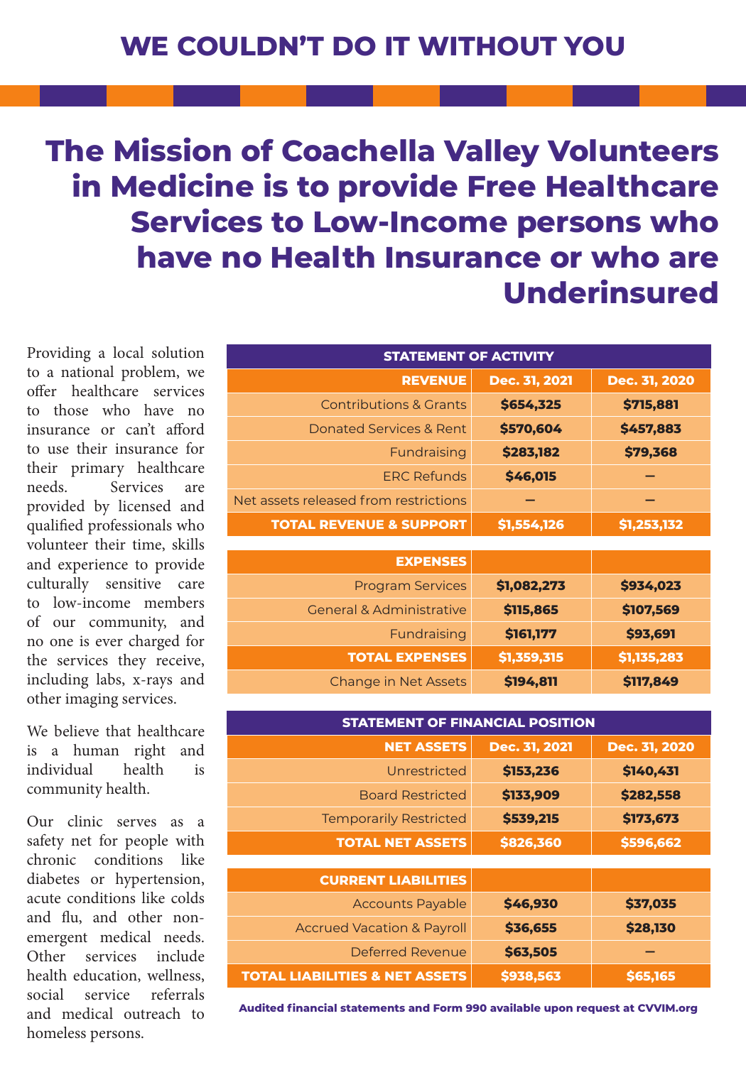# WE COULDN'T DO IT WITHOUT YOU

## The Mission of Coachella Valley Volunteers in Medicine is to provide Free Healthcare Services to Low-Income persons who have no Health Insurance or who are Underinsured

Providing a local solution to a national problem, we offer healthcare services to those who have no insurance or can't afford to use their insurance for their primary healthcare needs. Services are provided by licensed and qualified professionals who volunteer their time, skills and experience to provide culturally sensitive care to low-income members of our community, and no one is ever charged for the services they receive, including labs, x-rays and other imaging services.

We believe that healthcare is a human right and individual health is community health.

Our clinic serves as a safety net for people with chronic conditions like diabetes or hypertension, acute conditions like colds and flu, and other non-emergent medical needs. Other services include health education, wellness, social service referrals and medical outreach to homeless persons.

**STATEMENT OF ACTIVITY**

| REVENUE | Dec. 31, 2021 | Dec. 31, 2020 |
|---|---|---|
| Contributions & Grants | $654,325 | $715,881 |
| Donated Services & Rent | $570,604 | $457,883 |
| Fundraising | $283,182 | $79,368 |
| ERC Refunds | $46,015 | – |
| Net assets released from restrictions | – | – |
| **TOTAL REVENUE & SUPPORT** | **$1,554,126** | **$1,253,132** |
| **EXPENSES** | | |
| Program Services | $1,082,273 | $934,023 |
| General & Administrative | $115,865 | $107,569 |
| Fundraising | $161,177 | $93,691 |
| **TOTAL EXPENSES** | **$1,359,315** | **$1,135,283** |
| Change in Net Assets | $194,811 | $117,849 |

**STATEMENT OF FINANCIAL POSITION**

| NET ASSETS | Dec. 31, 2021 | Dec. 31, 2020 |
|---|---|---|
| Unrestricted | $153,236 | $140,431 |
| Board Restricted | $133,909 | $282,558 |
| Temporarily Restricted | $539,215 | $173,673 |
| **TOTAL NET ASSETS** | **$826,360** | **$596,662** |
| **CURRENT LIABILITIES** | | |
| Accounts Payable | $46,930 | $37,035 |
| Accrued Vacation & Payroll | $36,655 | $28,130 |
| Deferred Revenue | $63,505 | – |
| **TOTAL LIABILITIES & NET ASSETS** | **$938,563** | **$65,165** |

**Audited financial statements and Form 990 available upon request at CVVIM.org**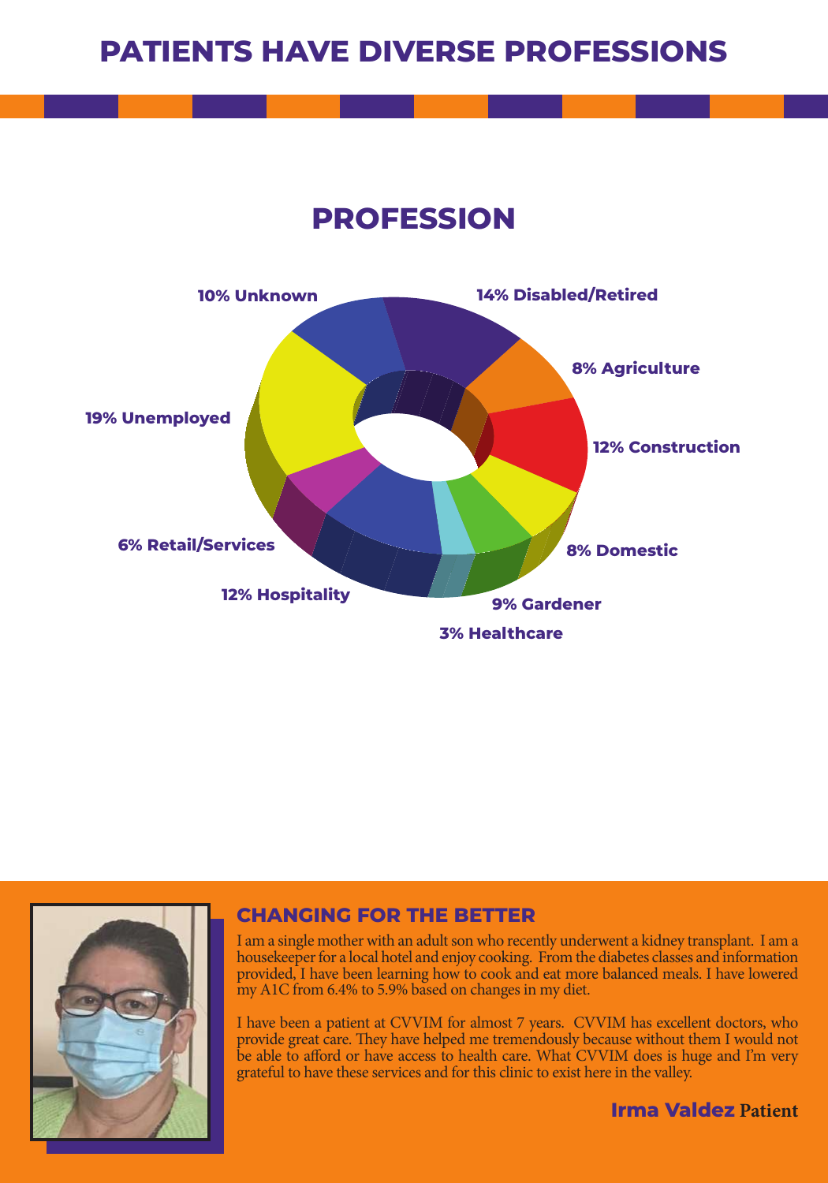# PATIENTS HAVE DIVERSE PROFESSIONS

## PROFESSION

- 10% Unknown
- 14% Disabled/Retired
- 8% Agriculture
- 12% Construction
- 8% Domestic
- 9% Gardener
- 3% Healthcare
- 12% Hospitality
- 6% Retail/Services
- 19% Unemployed

### CHANGING FOR THE BETTER

I am a single mother with an adult son who recently underwent a kidney transplant. I am a housekeeper for a local hotel and enjoy cooking. From the diabetes classes and information provided, I have been learning how to cook and eat more balanced meals. I have lowered my A1C from 6.4% to 5.9% based on changes in my diet.

I have been a patient at CVVIM for almost 7 years. CVVIM has excellent doctors, who provide great care. They have helped me tremendously because without them I would not be able to afford or have access to health care. What CVVIM does is huge and I'm very grateful to have these services and for this clinic to exist here in the valley.

**Irma Valdez** Patient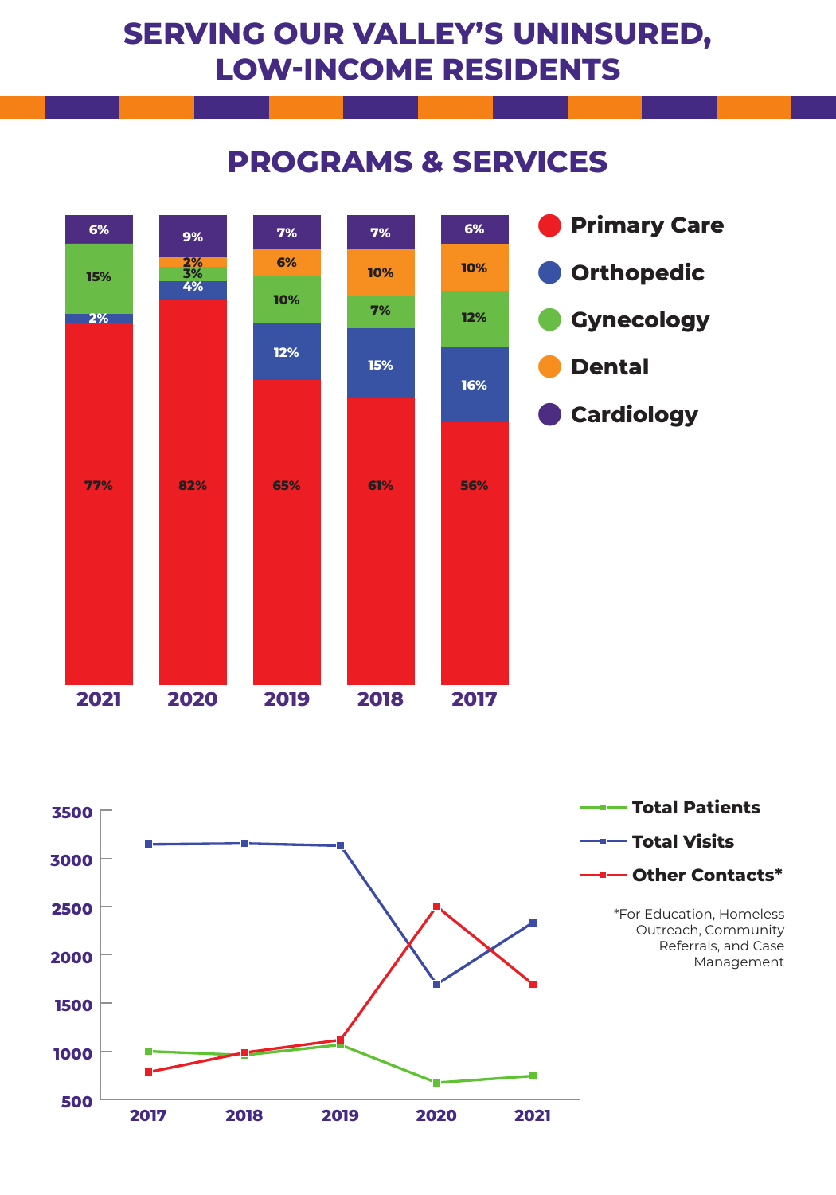# SERVING OUR VALLEY'S UNINSURED, LOW-INCOME RESIDENTS

## PROGRAMS & SERVICES

| | 2021 | 2020 | 2019 | 2018 | 2017 |
|---|---|---|---|---|---|
| Primary Care | 77% | 82% | 65% | 61% | 56% |
| Orthopedic | 2% | 4% | 12% | 15% | 16% |
| Gynecology | 15% | 3% | 10% | 7% | 12% |
| Dental | | 2% | 6% | 10% | 10% |
| Cardiology | 6% | 9% | 7% | 7% | 6% |

- Total Patients
- Total Visits
- Other Contacts*

*For Education, Homeless Outreach, Community Referrals, and Case Management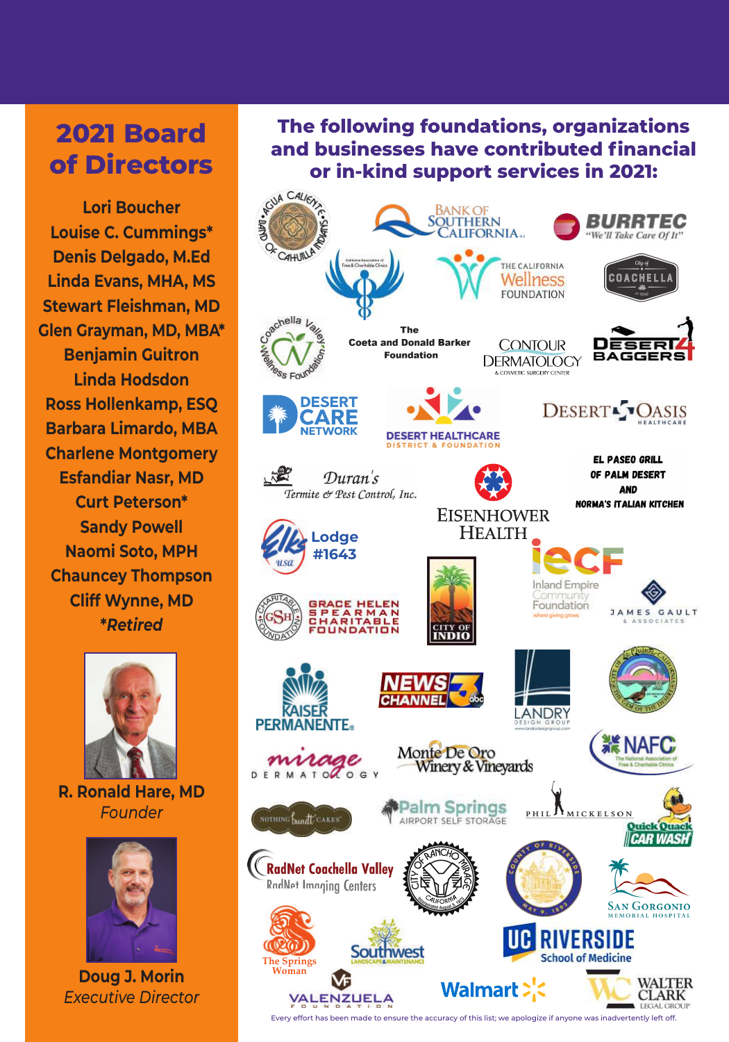## 2021 Board of Directors

Lori Boucher
Louise C. Cummings*
Denis Delgado, M.Ed
Linda Evans, MHA, MS
Stewart Fleishman, MD
Glen Grayman, MD, MBA*
Benjamin Guitron
Linda Hodsdon
Ross Hollenkamp, ESQ
Barbara Limardo, MBA
Charlene Montgomery
Esfandiar Nasr, MD
Curt Peterson*
Sandy Powell
Naomi Soto, MPH
Chauncey Thompson
Cliff Wynne, MD
*\*Retired*

**R. Ronald Hare, MD**
*Founder*

**Doug J. Morin**
*Executive Director*

## The following foundations, organizations and businesses have contributed financial or in-kind support services in 2021:

Agua Caliente Band of Cahuilla Indians
Bank of Southern California
Burrtec "We'll Take Care Of It"
California Association of Free & Charitable Clinics
The California Wellness Foundation
City of Coachella
Coachella Valley Wellness Foundation
The Coeta and Donald Barker Foundation
Contour Dermatology & Cosmetic Surgery Center
Desert Baggers 4
Desert Care Network
Desert Healthcare District & Foundation
Desert Oasis Healthcare
Duran's Termite & Pest Control, Inc.
Eisenhower Health
El Paseo Grill of Palm Desert and Norma's Italian Kitchen
Elks Lodge #1643
Grace Helen Spearman Charitable Foundation
City of Indio
IECF Inland Empire Community Foundation
James Gault & Associates
Kaiser Permanente
News Channel 3 abc
Landry Design Group
City of La Quinta
Mirage Dermatology
Monte De Oro Winery & Vineyards
NAFC The National Association of Free & Charitable Clinics
Nothing Bundt Cakes
Palm Springs Airport Self Storage
Phil Mickelson
Quick Quack Car Wash
RadNet Coachella Valley RadNet Imaging Centers
City of Rancho Mirage
County of Riverside
San Gorgonio Memorial Hospital
The Springs Woman
Southwest Landscape & Maintenance
UC Riverside School of Medicine
Valenzuela Foundation
Walmart
Walter Clark Legal Group

Every effort has been made to ensure the accuracy of this list; we apologize if anyone was inadvertently left off.